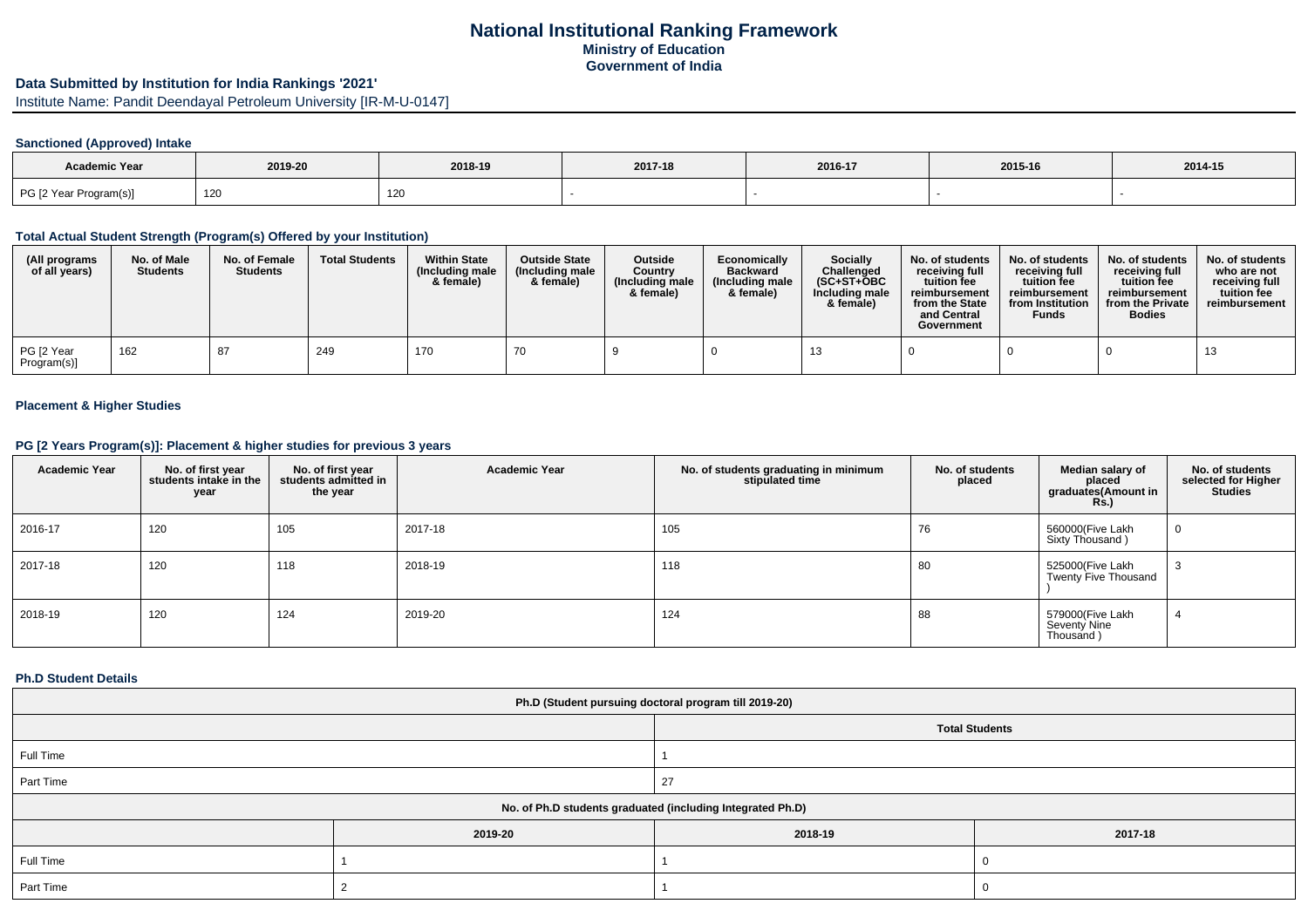# National Institutional Ranking Framework
## Ministry of Education
## Government of India

**Data Submitted by Institution for India Rankings '2021'**

Institute Name: Pandit Deendayal Petroleum University [IR-M-U-0147]

### Sanctioned (Approved) Intake

| Academic Year | 2019-20 | 2018-19 | 2017-18 | 2016-17 | 2015-16 | 2014-15 |
|---|---|---|---|---|---|---|
| PG [2 Year Program(s)] | 120 | 120 | - | - | - | - |

### Total Actual Student Strength (Program(s) Offered by your Institution)

| (All programs of all years) | No. of Male Students | No. of Female Students | Total Students | Within State (Including male & female) | Outside State (Including male & female) | Outside Country (Including male & female) | Economically Backward (Including male & female) | Socially Challenged (SC+ST+OBC Including male & female) | No. of students receiving full tuition fee reimbursement from the State and Central Government | No. of students receiving full tuition fee reimbursement from Institution Funds | No. of students receiving full tuition fee reimbursement from the Private Bodies | No. of students who are not receiving full tuition fee reimbursement |
|---|---|---|---|---|---|---|---|---|---|---|---|---|
| PG [2 Year Program(s)] | 162 | 87 | 249 | 170 | 70 | 9 | 0 | 13 | 0 | 0 | 0 | 13 |

### Placement & Higher Studies

### PG [2 Years Program(s)]: Placement & higher studies for previous 3 years

| Academic Year | No. of first year students intake in the year | No. of first year students admitted in the year | Academic Year | No. of students graduating in minimum stipulated time | No. of students placed | Median salary of placed graduates(Amount in Rs.) | No. of students selected for Higher Studies |
|---|---|---|---|---|---|---|---|
| 2016-17 | 120 | 105 | 2017-18 | 105 | 76 | 560000(Five Lakh Sixty Thousand ) | 0 |
| 2017-18 | 120 | 118 | 2018-19 | 118 | 80 | 525000(Five Lakh Twenty Five Thousand ) | 3 |
| 2018-19 | 120 | 124 | 2019-20 | 124 | 88 | 579000(Five Lakh Seventy Nine Thousand ) | 4 |

### Ph.D Student Details

| Ph.D (Student pursuing doctoral program till 2019-20) | |
|---|---|
| | Total Students |
| Full Time | 1 |
| Part Time | 27 |

| No. of Ph.D students graduated (including Integrated Ph.D) | | | |
|---|---|---|---|
| | 2019-20 | 2018-19 | 2017-18 |
| Full Time | 1 | 1 | 0 |
| Part Time | 2 | 1 | 0 |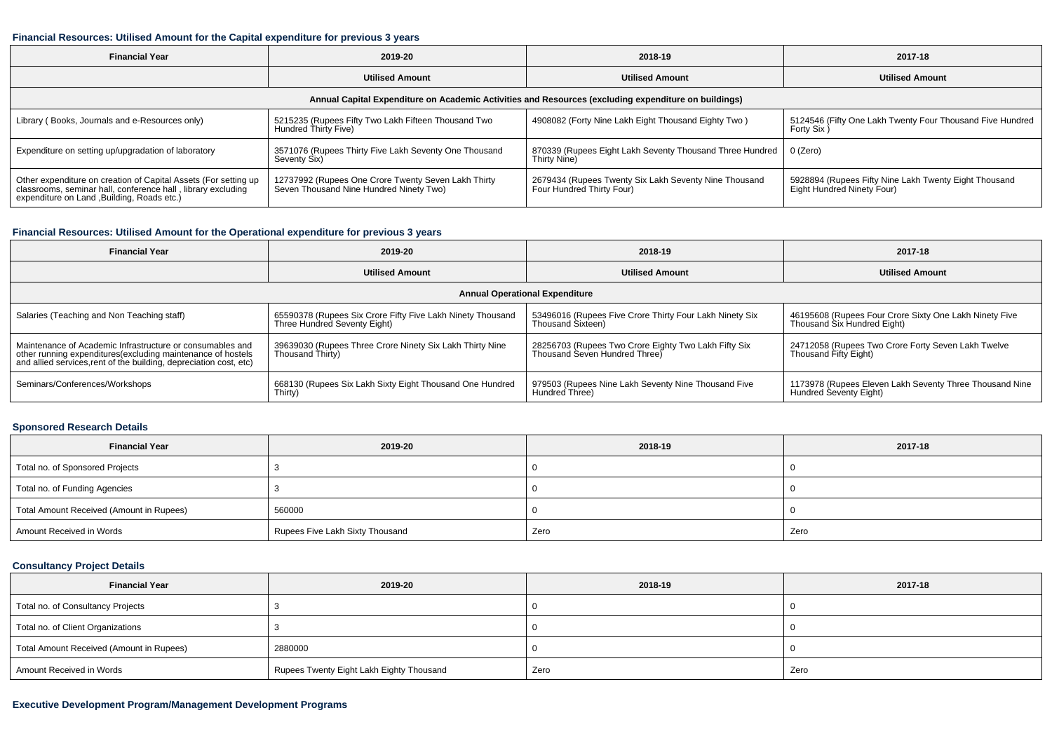### Financial Resources: Utilised Amount for the Capital expenditure for previous 3 years

| Financial Year | 2019-20 | 2018-19 | 2017-18 |
|---|---|---|---|
| | Utilised Amount | Utilised Amount | Utilised Amount |
| Annual Capital Expenditure on Academic Activities and Resources (excluding expenditure on buildings) | | | |
| Library ( Books, Journals and e-Resources only) | 5215235 (Rupees Fifty Two Lakh Fifteen Thousand Two Hundred Thirty Five) | 4908082 (Forty Nine Lakh Eight Thousand Eighty Two ) | 5124546 (Fifty One Lakh Twenty Four Thousand Five Hundred Forty Six ) |
| Expenditure on setting up/upgradation of laboratory | 3571076 (Rupees Thirty Five Lakh Seventy One Thousand Seventy Six) | 870339 (Rupees Eight Lakh Seventy Thousand Three Hundred Thirty Nine) | 0 (Zero) |
| Other expenditure on creation of Capital Assets (For setting up classrooms, seminar hall, conference hall , library excluding expenditure on Land ,Building, Roads etc.) | 12737992 (Rupees One Crore Twenty Seven Lakh Thirty Seven Thousand Nine Hundred Ninety Two) | 2679434 (Rupees Twenty Six Lakh Seventy Nine Thousand Four Hundred Thirty Four) | 5928894 (Rupees Fifty Nine Lakh Twenty Eight Thousand Eight Hundred Ninety Four) |

### Financial Resources: Utilised Amount for the Operational expenditure for previous 3 years

| Financial Year | 2019-20 | 2018-19 | 2017-18 |
|---|---|---|---|
| | Utilised Amount | Utilised Amount | Utilised Amount |
| Annual Operational Expenditure | | | |
| Salaries (Teaching and Non Teaching staff) | 65590378 (Rupees Six Crore Fifty Five Lakh Ninety Thousand Three Hundred Seventy Eight) | 53496016 (Rupees Five Crore Thirty Four Lakh Ninety Six Thousand Sixteen) | 46195608 (Rupees Four Crore Sixty One Lakh Ninety Five Thousand Six Hundred Eight) |
| Maintenance of Academic Infrastructure or consumables and other running expenditures(excluding maintenance of hostels and allied services,rent of the building, depreciation cost, etc) | 39639030 (Rupees Three Crore Ninety Six Lakh Thirty Nine Thousand Thirty) | 28256703 (Rupees Two Crore Eighty Two Lakh Fifty Six Thousand Seven Hundred Three) | 24712058 (Rupees Two Crore Forty Seven Lakh Twelve Thousand Fifty Eight) |
| Seminars/Conferences/Workshops | 668130 (Rupees Six Lakh Sixty Eight Thousand One Hundred Thirty) | 979503 (Rupees Nine Lakh Seventy Nine Thousand Five Hundred Three) | 1173978 (Rupees Eleven Lakh Seventy Three Thousand Nine Hundred Seventy Eight) |

### Sponsored Research Details

| Financial Year | 2019-20 | 2018-19 | 2017-18 |
|---|---|---|---|
| Total no. of Sponsored Projects | 3 | 0 | 0 |
| Total no. of Funding Agencies | 3 | 0 | 0 |
| Total Amount Received (Amount in Rupees) | 560000 | 0 | 0 |
| Amount Received in Words | Rupees Five Lakh Sixty Thousand | Zero | Zero |

### Consultancy Project Details

| Financial Year | 2019-20 | 2018-19 | 2017-18 |
|---|---|---|---|
| Total no. of Consultancy Projects | 3 | 0 | 0 |
| Total no. of Client Organizations | 3 | 0 | 0 |
| Total Amount Received (Amount in Rupees) | 2880000 | 0 | 0 |
| Amount Received in Words | Rupees Twenty Eight Lakh Eighty Thousand | Zero | Zero |

### Executive Development Program/Management Development Programs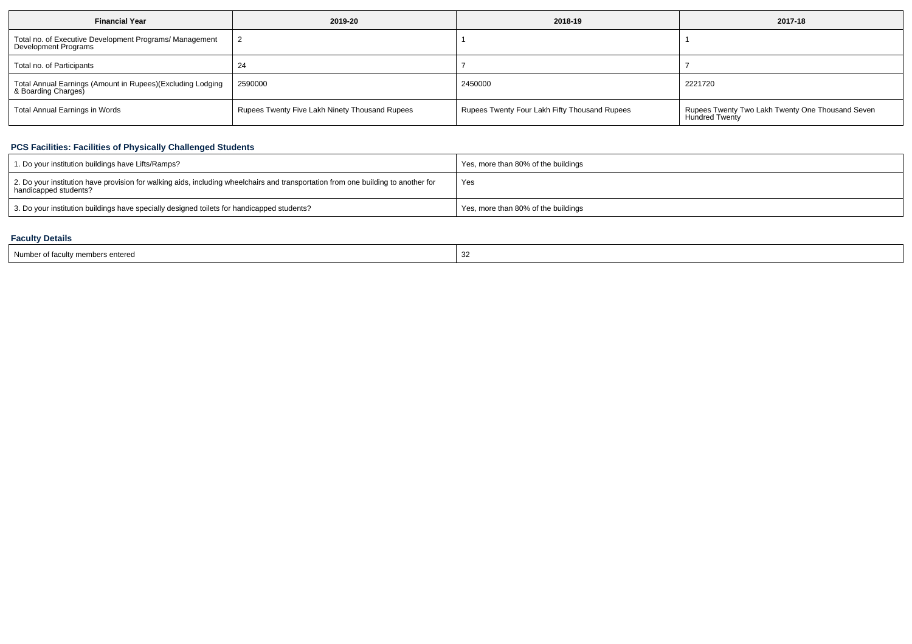| Financial Year | 2019-20 | 2018-19 | 2017-18 |
| --- | --- | --- | --- |
| Total no. of Executive Development Programs/ Management Development Programs | 2 | 1 | 1 |
| Total no. of Participants | 24 | 7 | 7 |
| Total Annual Earnings (Amount in Rupees)(Excluding Lodging & Boarding Charges) | 2590000 | 2450000 | 2221720 |
| Total Annual Earnings in Words | Rupees Twenty Five Lakh Ninety Thousand Rupees | Rupees Twenty Four Lakh Fifty Thousand Rupees | Rupees Twenty Two Lakh Twenty One Thousand Seven Hundred Twenty |

### PCS Facilities: Facilities of Physically Challenged Students

| | |
| --- | --- |
| 1. Do your institution buildings have Lifts/Ramps? | Yes, more than 80% of the buildings |
| 2. Do your institution have provision for walking aids, including wheelchairs and transportation from one building to another for handicapped students? | Yes |
| 3. Do your institution buildings have specially designed toilets for handicapped students? | Yes, more than 80% of the buildings |

### Faculty Details

| | |
| --- | --- |
| Number of faculty members entered | 32 |